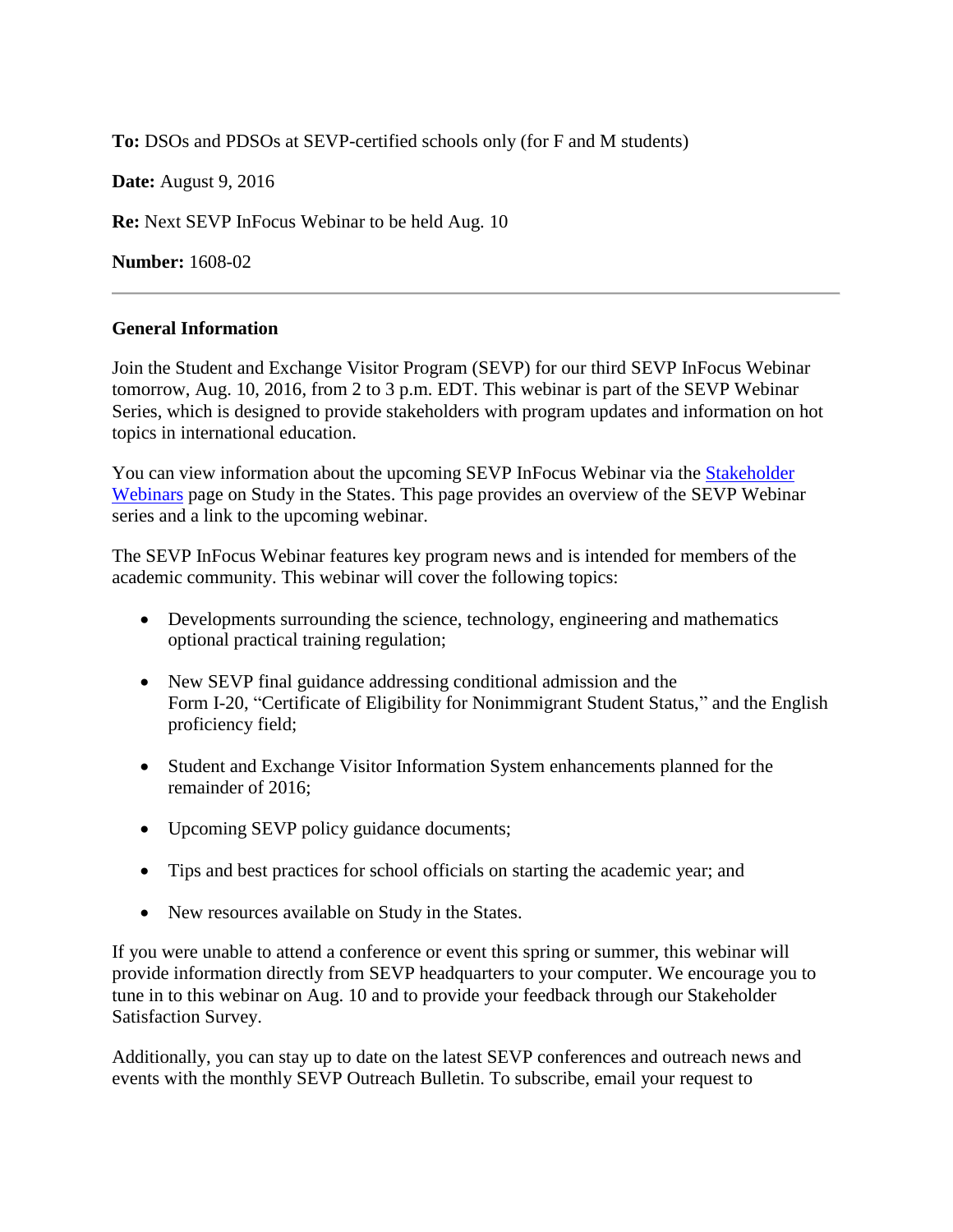**To:** DSOs and PDSOs at SEVP-certified schools only (for F and M students)

**Date:** August 9, 2016

**Re:** Next SEVP InFocus Webinar to be held Aug. 10

**Number:** 1608-02

---

**General Information**

Join the Student and Exchange Visitor Program (SEVP) for our third SEVP InFocus Webinar tomorrow, Aug. 10, 2016, from 2 to 3 p.m. EDT. This webinar is part of the SEVP Webinar Series, which is designed to provide stakeholders with program updates and information on hot topics in international education.

You can view information about the upcoming SEVP InFocus Webinar via the Stakeholder Webinars page on Study in the States. This page provides an overview of the SEVP Webinar series and a link to the upcoming webinar.

The SEVP InFocus Webinar features key program news and is intended for members of the academic community. This webinar will cover the following topics:

- Developments surrounding the science, technology, engineering and mathematics optional practical training regulation;
- New SEVP final guidance addressing conditional admission and the Form I-20, "Certificate of Eligibility for Nonimmigrant Student Status," and the English proficiency field;
- Student and Exchange Visitor Information System enhancements planned for the remainder of 2016;
- Upcoming SEVP policy guidance documents;
- Tips and best practices for school officials on starting the academic year; and
- New resources available on Study in the States.

If you were unable to attend a conference or event this spring or summer, this webinar will provide information directly from SEVP headquarters to your computer. We encourage you to tune in to this webinar on Aug. 10 and to provide your feedback through our Stakeholder Satisfaction Survey.

Additionally, you can stay up to date on the latest SEVP conferences and outreach news and events with the monthly SEVP Outreach Bulletin. To subscribe, email your request to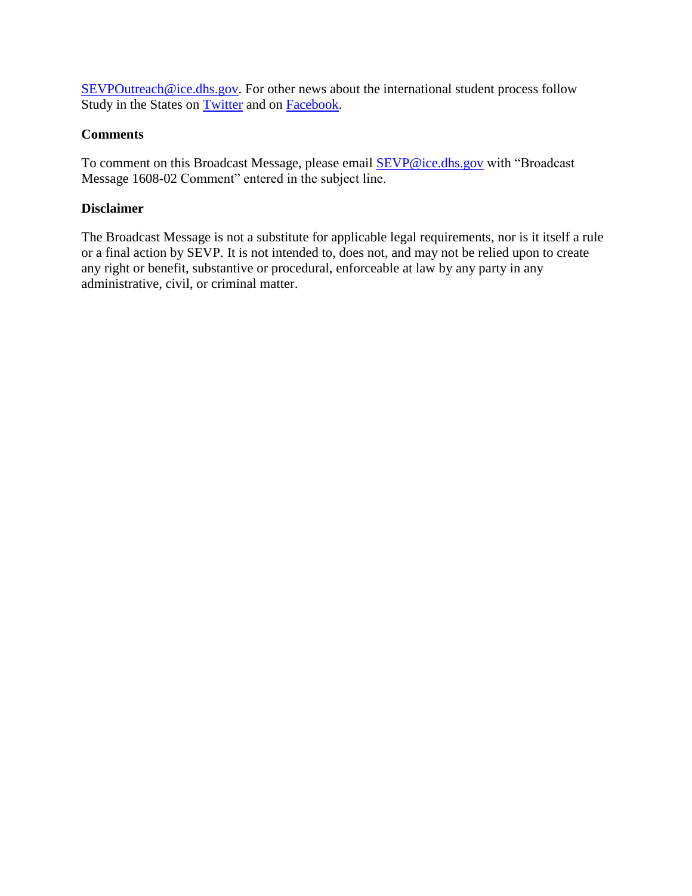SEVPOutreach@ice.dhs.gov. For other news about the international student process follow Study in the States on Twitter and on Facebook.

**Comments**

To comment on this Broadcast Message, please email SEVP@ice.dhs.gov with "Broadcast Message 1608-02 Comment" entered in the subject line.

**Disclaimer**

The Broadcast Message is not a substitute for applicable legal requirements, nor is it itself a rule or a final action by SEVP. It is not intended to, does not, and may not be relied upon to create any right or benefit, substantive or procedural, enforceable at law by any party in any administrative, civil, or criminal matter.